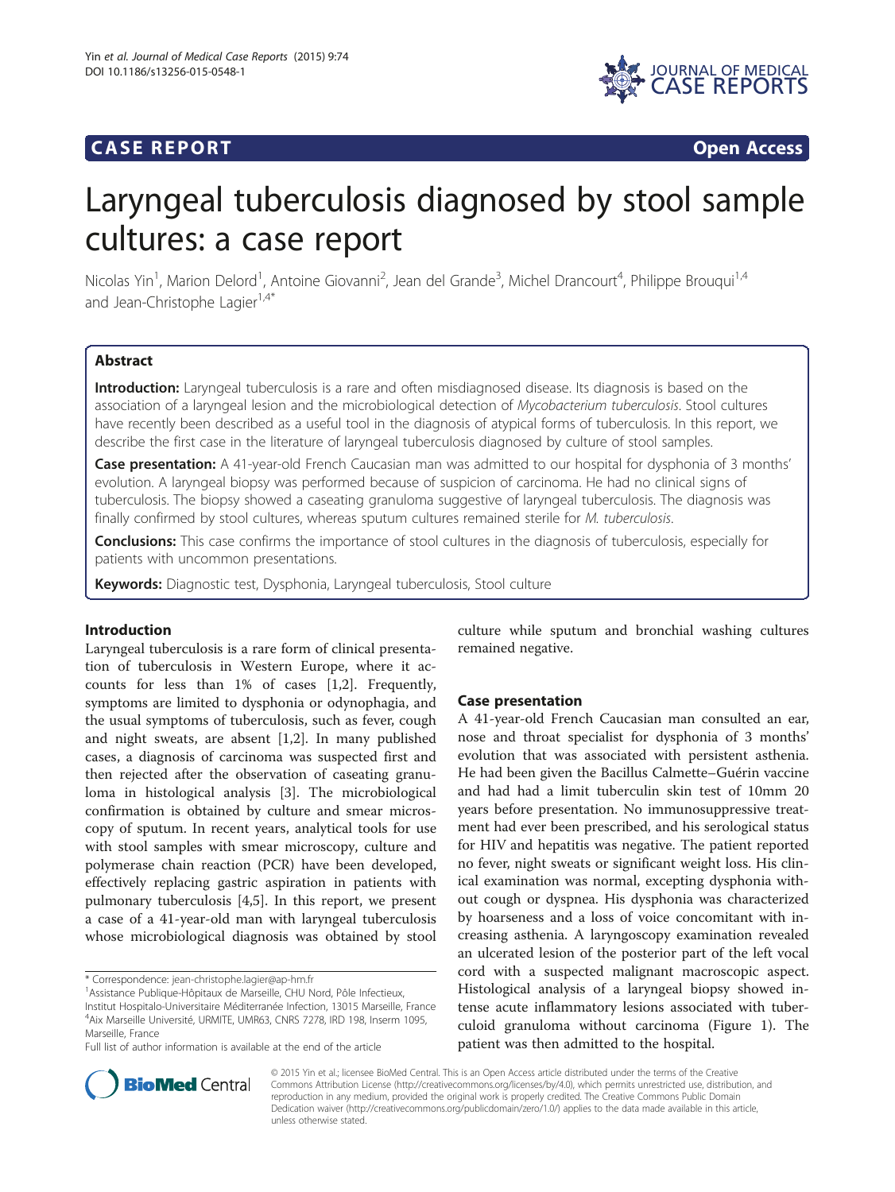**CASE REPORT** **Open Access**

# Laryngeal tuberculosis diagnosed by stool sample cultures: a case report

Nicolas Yin[1], Marion Delord[1], Antoine Giovanni[2], Jean del Grande[3], Michel Drancourt[4], Philippe Brouqui[1,4] and Jean-Christophe Lagier[1,4*]

## Abstract

**Introduction:** Laryngeal tuberculosis is a rare and often misdiagnosed disease. Its diagnosis is based on the association of a laryngeal lesion and the microbiological detection of *Mycobacterium tuberculosis*. Stool cultures have recently been described as a useful tool in the diagnosis of atypical forms of tuberculosis. In this report, we describe the first case in the literature of laryngeal tuberculosis diagnosed by culture of stool samples.

**Case presentation:** A 41-year-old French Caucasian man was admitted to our hospital for dysphonia of 3 months' evolution. A laryngeal biopsy was performed because of suspicion of carcinoma. He had no clinical signs of tuberculosis. The biopsy showed a caseating granuloma suggestive of laryngeal tuberculosis. The diagnosis was finally confirmed by stool cultures, whereas sputum cultures remained sterile for *M. tuberculosis*.

**Conclusions:** This case confirms the importance of stool cultures in the diagnosis of tuberculosis, especially for patients with uncommon presentations.

**Keywords:** Diagnostic test, Dysphonia, Laryngeal tuberculosis, Stool culture

## Introduction

Laryngeal tuberculosis is a rare form of clinical presentation of tuberculosis in Western Europe, where it accounts for less than 1% of cases [1,2]. Frequently, symptoms are limited to dysphonia or odynophagia, and the usual symptoms of tuberculosis, such as fever, cough and night sweats, are absent [1,2]. In many published cases, a diagnosis of carcinoma was suspected first and then rejected after the observation of caseating granuloma in histological analysis [3]. The microbiological confirmation is obtained by culture and smear microscopy of sputum. In recent years, analytical tools for use with stool samples with smear microscopy, culture and polymerase chain reaction (PCR) have been developed, effectively replacing gastric aspiration in patients with pulmonary tuberculosis [4,5]. In this report, we present a case of a 41-year-old man with laryngeal tuberculosis whose microbiological diagnosis was obtained by stool culture while sputum and bronchial washing cultures remained negative.

## Case presentation

A 41-year-old French Caucasian man consulted an ear, nose and throat specialist for dysphonia of 3 months' evolution that was associated with persistent asthenia. He had been given the Bacillus Calmette–Guérin vaccine and had had a limit tuberculin skin test of 10mm 20 years before presentation. No immunosuppressive treatment had ever been prescribed, and his serological status for HIV and hepatitis was negative. The patient reported no fever, night sweats or significant weight loss. His clinical examination was normal, excepting dysphonia without cough or dyspnea. His dysphonia was characterized by hoarseness and a loss of voice concomitant with increasing asthenia. A laryngoscopy examination revealed an ulcerated lesion of the posterior part of the left vocal cord with a suspected malignant macroscopic aspect. Histological analysis of a laryngeal biopsy showed intense acute inflammatory lesions associated with tuberculoid granuloma without carcinoma (Figure 1). The patient was then admitted to the hospital.

\* Correspondence: jean-christophe.lagier@ap-hm.fr
[1]Assistance Publique-Hôpitaux de Marseille, CHU Nord, Pôle Infectieux, Institut Hospitalo-Universitaire Méditerranée Infection, 13015 Marseille, France
[4]Aix Marseille Université, URMITE, UMR63, CNRS 7278, IRD 198, Inserm 1095, Marseille, France
Full list of author information is available at the end of the article

© 2015 Yin et al.; licensee BioMed Central. This is an Open Access article distributed under the terms of the Creative Commons Attribution License (http://creativecommons.org/licenses/by/4.0), which permits unrestricted use, distribution, and reproduction in any medium, provided the original work is properly credited. The Creative Commons Public Domain Dedication waiver (http://creativecommons.org/publicdomain/zero/1.0/) applies to the data made available in this article, unless otherwise stated.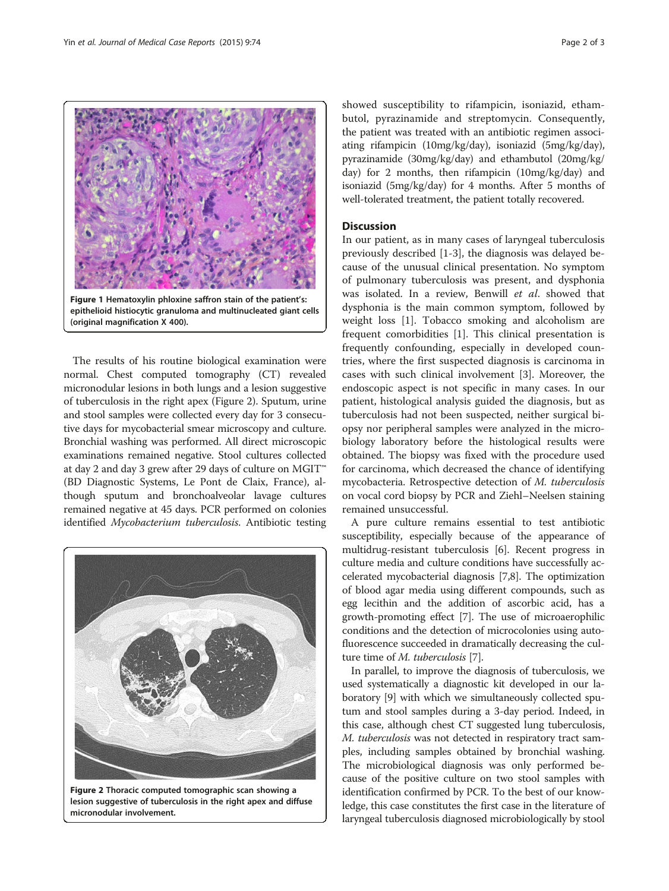Figure 1 Hematoxylin phloxine saffron stain of the patient's: epithelioid histiocytic granuloma and multinucleated giant cells (original magnification X 400).

The results of his routine biological examination were normal. Chest computed tomography (CT) revealed micronodular lesions in both lungs and a lesion suggestive of tuberculosis in the right apex (Figure 2). Sputum, urine and stool samples were collected every day for 3 consecutive days for mycobacterial smear microscopy and culture. Bronchial washing was performed. All direct microscopic examinations remained negative. Stool cultures collected at day 2 and day 3 grew after 29 days of culture on MGIT™ (BD Diagnostic Systems, Le Pont de Claix, France), although sputum and bronchoalveolar lavage cultures remained negative at 45 days. PCR performed on colonies identified *Mycobacterium tuberculosis*. Antibiotic testing showed susceptibility to rifampicin, isoniazid, ethambutol, pyrazinamide and streptomycin. Consequently, the patient was treated with an antibiotic regimen associating rifampicin (10mg/kg/day), isoniazid (5mg/kg/day), pyrazinamide (30mg/kg/day) and ethambutol (20mg/kg/day) for 2 months, then rifampicin (10mg/kg/day) and isoniazid (5mg/kg/day) for 4 months. After 5 months of well-tolerated treatment, the patient totally recovered.

Figure 2 Thoracic computed tomographic scan showing a lesion suggestive of tuberculosis in the right apex and diffuse micronodular involvement.

## Discussion

In our patient, as in many cases of laryngeal tuberculosis previously described [1-3], the diagnosis was delayed because of the unusual clinical presentation. No symptom of pulmonary tuberculosis was present, and dysphonia was isolated. In a review, Benwill *et al.* showed that dysphonia is the main common symptom, followed by weight loss [1]. Tobacco smoking and alcoholism are frequent comorbidities [1]. This clinical presentation is frequently confounding, especially in developed countries, where the first suspected diagnosis is carcinoma in cases with such clinical involvement [3]. Moreover, the endoscopic aspect is not specific in many cases. In our patient, histological analysis guided the diagnosis, but as tuberculosis had not been suspected, neither surgical biopsy nor peripheral samples were analyzed in the microbiology laboratory before the histological results were obtained. The biopsy was fixed with the procedure used for carcinoma, which decreased the chance of identifying mycobacteria. Retrospective detection of *M. tuberculosis* on vocal cord biopsy by PCR and Ziehl–Neelsen staining remained unsuccessful.

A pure culture remains essential to test antibiotic susceptibility, especially because of the appearance of multidrug-resistant tuberculosis [6]. Recent progress in culture media and culture conditions have successfully accelerated mycobacterial diagnosis [7,8]. The optimization of blood agar media using different compounds, such as egg lecithin and the addition of ascorbic acid, has a growth-promoting effect [7]. The use of microaerophilic conditions and the detection of microcolonies using autofluorescence succeeded in dramatically decreasing the culture time of *M. tuberculosis* [7].

In parallel, to improve the diagnosis of tuberculosis, we used systematically a diagnostic kit developed in our laboratory [9] with which we simultaneously collected sputum and stool samples during a 3-day period. Indeed, in this case, although chest CT suggested lung tuberculosis, *M. tuberculosis* was not detected in respiratory tract samples, including samples obtained by bronchial washing. The microbiological diagnosis was only performed because of the positive culture on two stool samples with identification confirmed by PCR. To the best of our knowledge, this case constitutes the first case in the literature of laryngeal tuberculosis diagnosed microbiologically by stool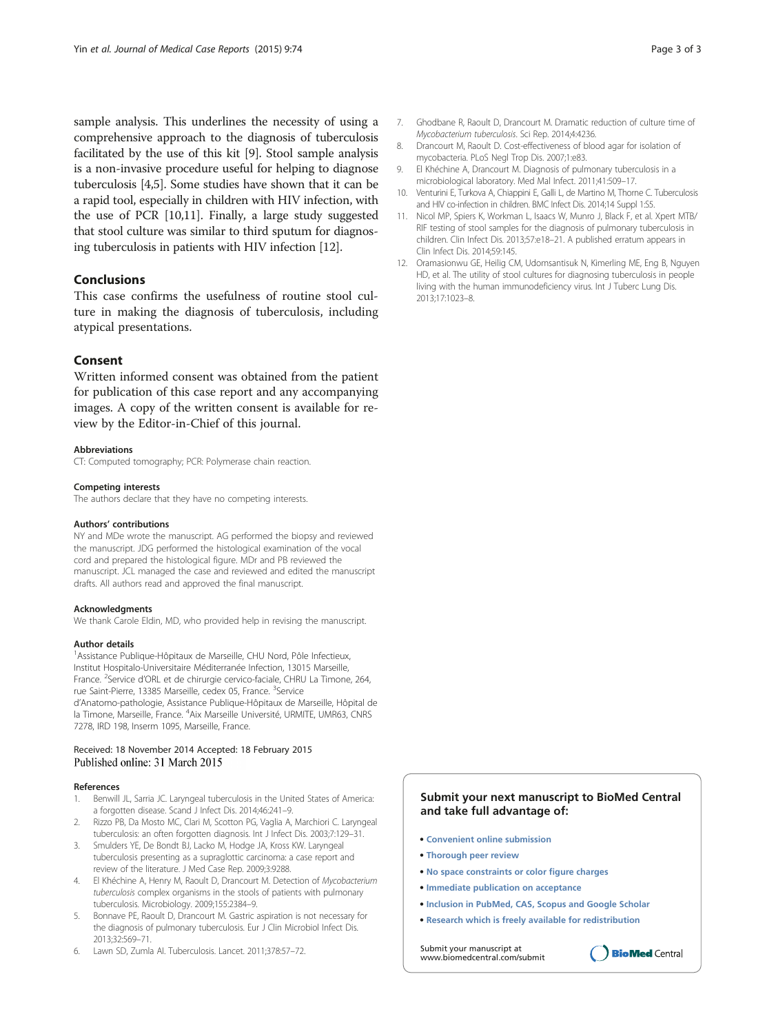sample analysis. This underlines the necessity of using a comprehensive approach to the diagnosis of tuberculosis facilitated by the use of this kit [9]. Stool sample analysis is a non-invasive procedure useful for helping to diagnose tuberculosis [4,5]. Some studies have shown that it can be a rapid tool, especially in children with HIV infection, with the use of PCR [10,11]. Finally, a large study suggested that stool culture was similar to third sputum for diagnosing tuberculosis in patients with HIV infection [12].

## Conclusions

This case confirms the usefulness of routine stool culture in making the diagnosis of tuberculosis, including atypical presentations.

## Consent

Written informed consent was obtained from the patient for publication of this case report and any accompanying images. A copy of the written consent is available for review by the Editor-in-Chief of this journal.

#### Abbreviations

CT: Computed tomography; PCR: Polymerase chain reaction.

#### Competing interests

The authors declare that they have no competing interests.

#### Authors' contributions

NY and MDe wrote the manuscript. AG performed the biopsy and reviewed the manuscript. JDG performed the histological examination of the vocal cord and prepared the histological figure. MDr and PB reviewed the manuscript. JCL managed the case and reviewed and edited the manuscript drafts. All authors read and approved the final manuscript.

#### Acknowledgments

We thank Carole Eldin, MD, who provided help in revising the manuscript.

#### Author details

[1]Assistance Publique-Hôpitaux de Marseille, CHU Nord, Pôle Infectieux, Institut Hospitalo-Universitaire Méditerranée Infection, 13015 Marseille, France. [2]Service d'ORL et de chirurgie cervico-faciale, CHRU La Timone, 264, rue Saint-Pierre, 13385 Marseille, cedex 05, France. [3]Service d'Anatomo-pathologie, Assistance Publique-Hôpitaux de Marseille, Hôpital de la Timone, Marseille, France. [4]Aix Marseille Université, URMITE, UMR63, CNRS 7278, IRD 198, Inserm 1095, Marseille, France.

Received: 18 November 2014 Accepted: 18 February 2015
Published online: 31 March 2015

#### References

1. Benwill JL, Sarria JC. Laryngeal tuberculosis in the United States of America: a forgotten disease. Scand J Infect Dis. 2014;46:241–9.
2. Rizzo PB, Da Mosto MC, Clari M, Scotton PG, Vaglia A, Marchiori C. Laryngeal tuberculosis: an often forgotten diagnosis. Int J Infect Dis. 2003;7:129–31.
3. Smulders YE, De Bondt BJ, Lacko M, Hodge JA, Kross KW. Laryngeal tuberculosis presenting as a supraglottic carcinoma: a case report and review of the literature. J Med Case Rep. 2009;3:9288.
4. El Khéchine A, Henry M, Raoult D, Drancourt M. Detection of *Mycobacterium tuberculosis* complex organisms in the stools of patients with pulmonary tuberculosis. Microbiology. 2009;155:2384–9.
5. Bonnave PE, Raoult D, Drancourt M. Gastric aspiration is not necessary for the diagnosis of pulmonary tuberculosis. Eur J Clin Microbiol Infect Dis. 2013;32:569–71.
6. Lawn SD, Zumla AI. Tuberculosis. Lancet. 2011;378:57–72.
7. Ghodbane R, Raoult D, Drancourt M. Dramatic reduction of culture time of *Mycobacterium tuberculosis*. Sci Rep. 2014;4:4236.
8. Drancourt M, Raoult D. Cost-effectiveness of blood agar for isolation of mycobacteria. PLoS Negl Trop Dis. 2007;1:e83.
9. El Khéchine A, Drancourt M. Diagnosis of pulmonary tuberculosis in a microbiological laboratory. Med Mal Infect. 2011;41:509–17.
10. Venturini E, Turkova A, Chiappini E, Galli L, de Martino M, Thorne C. Tuberculosis and HIV co-infection in children. BMC Infect Dis. 2014;14 Suppl 1:S5.
11. Nicol MP, Spiers K, Workman L, Isaacs W, Munro J, Black F, et al. Xpert MTB/RIF testing of stool samples for the diagnosis of pulmonary tuberculosis in children. Clin Infect Dis. 2013;57:e18–21. A published erratum appears in Clin Infect Dis. 2014;59:145.
12. Oramasionwu GE, Heilig CM, Udomsantisuk N, Kimerling ME, Eng B, Nguyen HD, et al. The utility of stool cultures for diagnosing tuberculosis in people living with the human immunodeficiency virus. Int J Tuberc Lung Dis. 2013;17:1023–8.

**Submit your next manuscript to BioMed Central and take full advantage of:**

- **Convenient online submission**
- **Thorough peer review**
- **No space constraints or color figure charges**
- **Immediate publication on acceptance**
- **Inclusion in PubMed, CAS, Scopus and Google Scholar**
- **Research which is freely available for redistribution**

Submit your manuscript at
www.biomedcentral.com/submit

BioMed Central